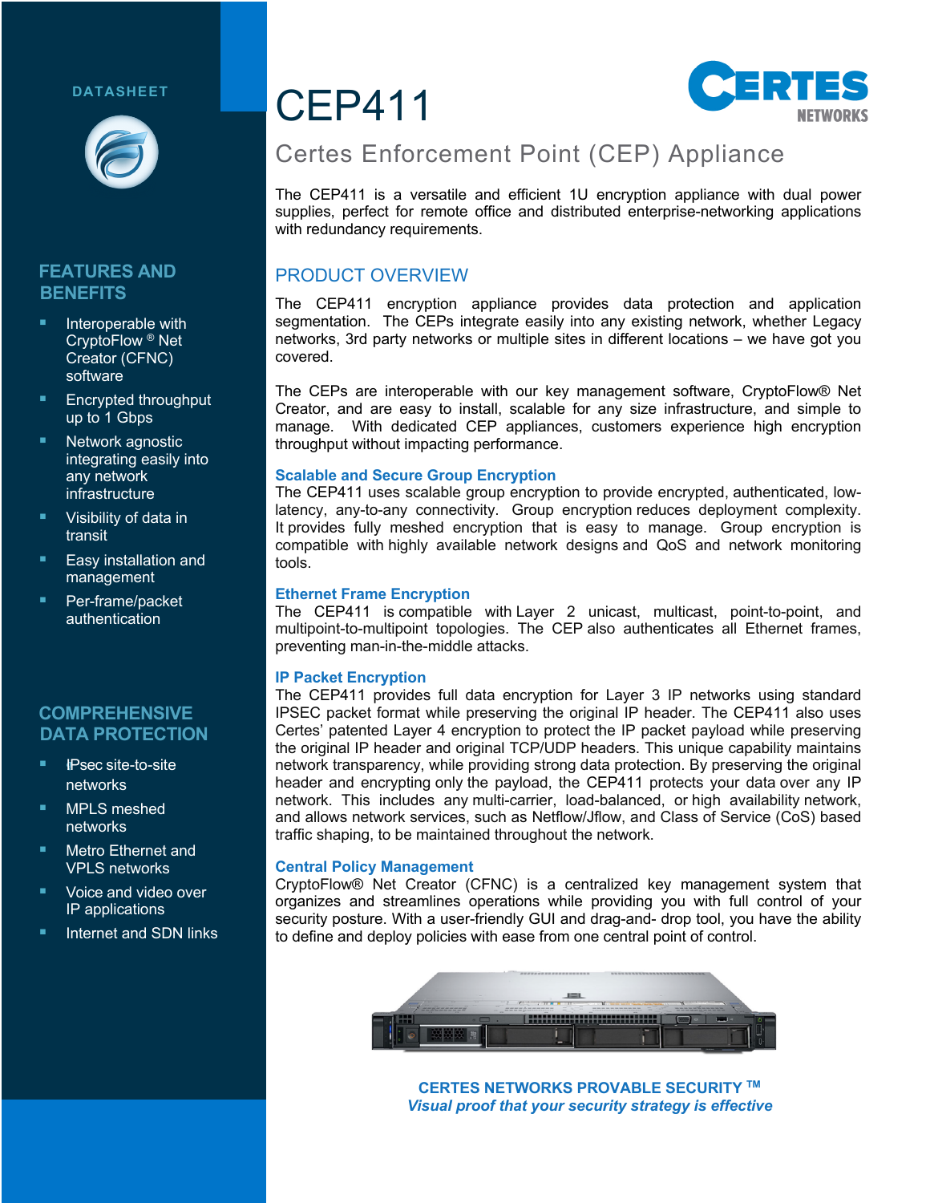DATASHEET

# CEP411

## Certes Enforcement Point (CEP) Appliance

The CEP411 is a versatile and efficient 1U encryption appliance with dual power supplies, perfect for remote office and distributed enterprise-networking applications with redundancy requirements.

## FEATURES AND BENEFITS

- Interoperable with CryptoFlow ® Net Creator (CFNC) software
- Encrypted throughput up to 1 Gbps
- Network agnostic integrating easily into any network infrastructure
- Visibility of data in transit
- Easy installation and management
- Per-frame/packet authentication

## COMPREHENSIVE DATA PROTECTION

- IPsec site-to-site networks
- MPLS meshed networks
- Metro Ethernet and VPLS networks
- Voice and video over IP applications
- Internet and SDN links

## PRODUCT OVERVIEW

The CEP411 encryption appliance provides data protection and application segmentation. The CEPs integrate easily into any existing network, whether Legacy networks, 3rd party networks or multiple sites in different locations – we have got you covered.

The CEPs are interoperable with our key management software, CryptoFlow® Net Creator, and are easy to install, scalable for any size infrastructure, and simple to manage. With dedicated CEP appliances, customers experience high encryption throughput without impacting performance.

### Scalable and Secure Group Encryption

The CEP411 uses scalable group encryption to provide encrypted, authenticated, low-latency, any-to-any connectivity. Group encryption reduces deployment complexity. It provides fully meshed encryption that is easy to manage. Group encryption is compatible with highly available network designs and QoS and network monitoring tools.

### Ethernet Frame Encryption

The CEP411 is compatible with Layer 2 unicast, multicast, point-to-point, and multipoint-to-multipoint topologies. The CEP also authenticates all Ethernet frames, preventing man-in-the-middle attacks.

### IP Packet Encryption

The CEP411 provides full data encryption for Layer 3 IP networks using standard IPSEC packet format while preserving the original IP header. The CEP411 also uses Certes' patented Layer 4 encryption to protect the IP packet payload while preserving the original IP header and original TCP/UDP headers. This unique capability maintains network transparency, while providing strong data protection. By preserving the original header and encrypting only the payload, the CEP411 protects your data over any IP network. This includes any multi-carrier, load-balanced, or high availability network, and allows network services, such as Netflow/Jflow, and Class of Service (CoS) based traffic shaping, to be maintained throughout the network.

### Central Policy Management

CryptoFlow® Net Creator (CFNC) is a centralized key management system that organizes and streamlines operations while providing you with full control of your security posture. With a user-friendly GUI and drag-and- drop tool, you have the ability to define and deploy policies with ease from one central point of control.

**CERTES NETWORKS PROVABLE SECURITY ™**

***Visual proof that your security strategy is effective***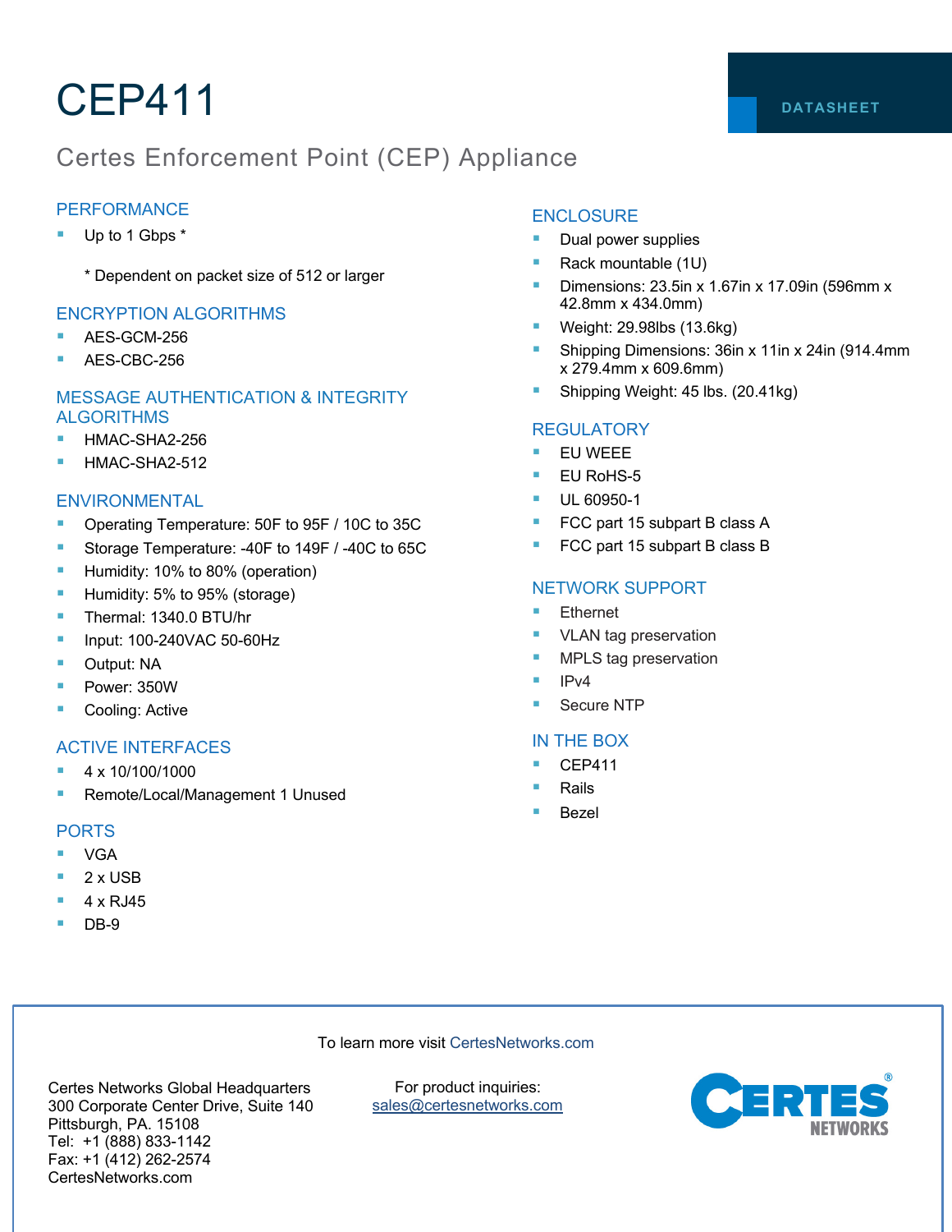# CEP411

## Certes Enforcement Point (CEP) Appliance

DATASHEET

### PERFORMANCE

- Up to 1 Gbps *

  * Dependent on packet size of 512 or larger

### ENCRYPTION ALGORITHMS

- AES-GCM-256
- AES-CBC-256

### MESSAGE AUTHENTICATION & INTEGRITY ALGORITHMS

- HMAC-SHA2-256
- HMAC-SHA2-512

### ENVIRONMENTAL

- Operating Temperature: 50F to 95F / 10C to 35C
- Storage Temperature: -40F to 149F / -40C to 65C
- Humidity: 10% to 80% (operation)
- Humidity: 5% to 95% (storage)
- Thermal: 1340.0 BTU/hr
- Input: 100-240VAC 50-60Hz
- Output: NA
- Power: 350W
- Cooling: Active

### ACTIVE INTERFACES

- 4 x 10/100/1000
- Remote/Local/Management 1 Unused

### PORTS

- VGA
- 2 x USB
- 4 x RJ45
- DB-9

### ENCLOSURE

- Dual power supplies
- Rack mountable (1U)
- Dimensions: 23.5in x 1.67in x 17.09in (596mm x 42.8mm x 434.0mm)
- Weight: 29.98lbs (13.6kg)
- Shipping Dimensions: 36in x 11in x 24in (914.4mm x 279.4mm x 609.6mm)
- Shipping Weight: 45 lbs. (20.41kg)

### REGULATORY

- EU WEEE
- EU RoHS-5
- UL 60950-1
- FCC part 15 subpart B class A
- FCC part 15 subpart B class B

### NETWORK SUPPORT

- Ethernet
- VLAN tag preservation
- MPLS tag preservation
- IPv4
- Secure NTP

### IN THE BOX

- CEP411
- Rails
- Bezel

---

To learn more visit CertesNetworks.com

Certes Networks Global Headquarters
300 Corporate Center Drive, Suite 140
Pittsburgh, PA. 15108
Tel: +1 (888) 833-1142
Fax: +1 (412) 262-2574
CertesNetworks.com

For product inquiries:
sales@certesnetworks.com

CERTES® NETWORKS